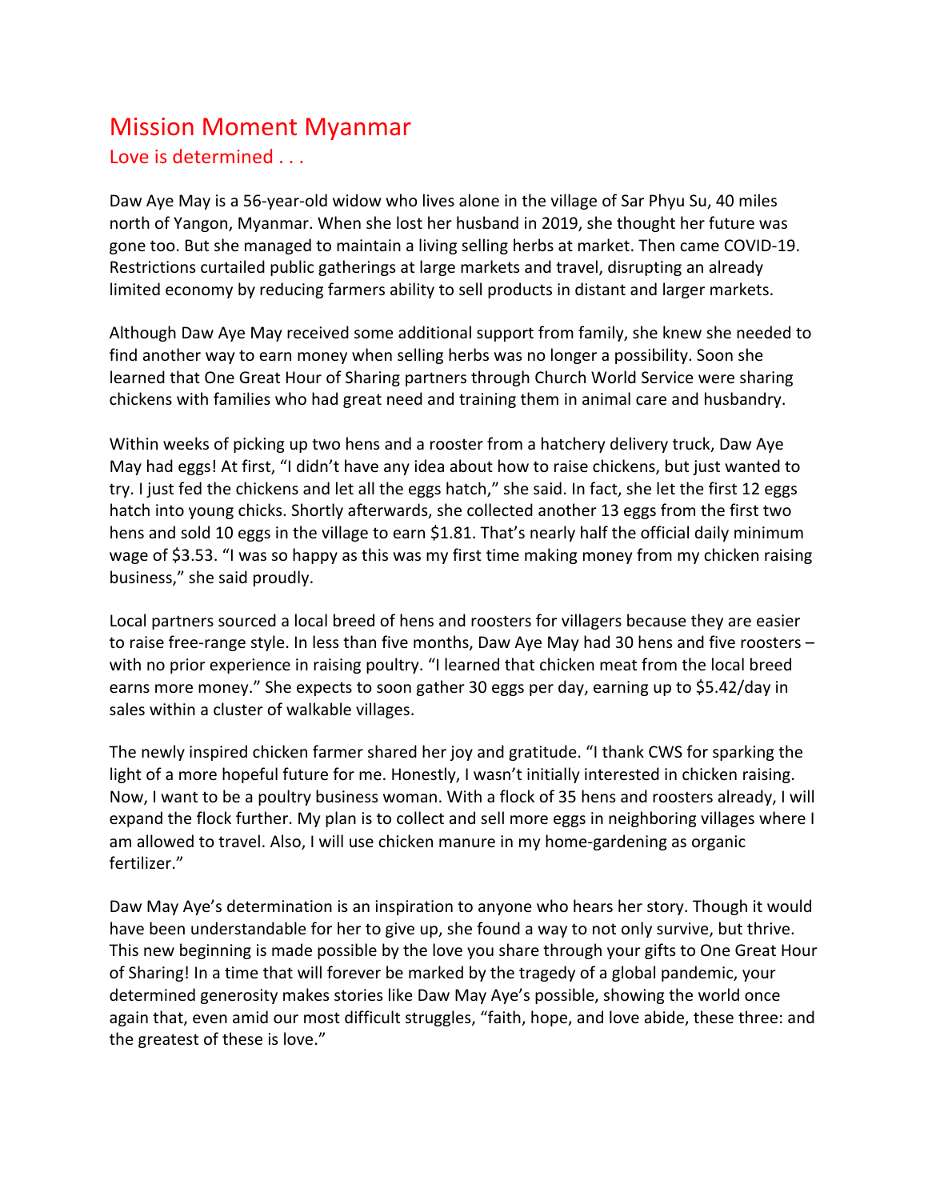# Mission Moment Myanmar

## Love is determined . . .

Daw Aye May is a 56-year-old widow who lives alone in the village of Sar Phyu Su, 40 miles north of Yangon, Myanmar. When she lost her husband in 2019, she thought her future was gone too. But she managed to maintain a living selling herbs at market. Then came COVID-19. Restrictions curtailed public gatherings at large markets and travel, disrupting an already limited economy by reducing farmers ability to sell products in distant and larger markets.

Although Daw Aye May received some additional support from family, she knew she needed to find another way to earn money when selling herbs was no longer a possibility. Soon she learned that One Great Hour of Sharing partners through Church World Service were sharing chickens with families who had great need and training them in animal care and husbandry.

Within weeks of picking up two hens and a rooster from a hatchery delivery truck, Daw Aye May had eggs! At first, "I didn't have any idea about how to raise chickens, but just wanted to try. I just fed the chickens and let all the eggs hatch," she said. In fact, she let the first 12 eggs hatch into young chicks. Shortly afterwards, she collected another 13 eggs from the first two hens and sold 10 eggs in the village to earn $1.81. That's nearly half the official daily minimum wage of $3.53. "I was so happy as this was my first time making money from my chicken raising business," she said proudly.

Local partners sourced a local breed of hens and roosters for villagers because they are easier to raise free-range style. In less than five months, Daw Aye May had 30 hens and five roosters – with no prior experience in raising poultry. "I learned that chicken meat from the local breed earns more money." She expects to soon gather 30 eggs per day, earning up to $5.42/day in sales within a cluster of walkable villages.

The newly inspired chicken farmer shared her joy and gratitude. "I thank CWS for sparking the light of a more hopeful future for me. Honestly, I wasn't initially interested in chicken raising. Now, I want to be a poultry business woman. With a flock of 35 hens and roosters already, I will expand the flock further. My plan is to collect and sell more eggs in neighboring villages where I am allowed to travel. Also, I will use chicken manure in my home-gardening as organic fertilizer."

Daw May Aye's determination is an inspiration to anyone who hears her story. Though it would have been understandable for her to give up, she found a way to not only survive, but thrive. This new beginning is made possible by the love you share through your gifts to One Great Hour of Sharing! In a time that will forever be marked by the tragedy of a global pandemic, your determined generosity makes stories like Daw May Aye's possible, showing the world once again that, even amid our most difficult struggles, "faith, hope, and love abide, these three: and the greatest of these is love."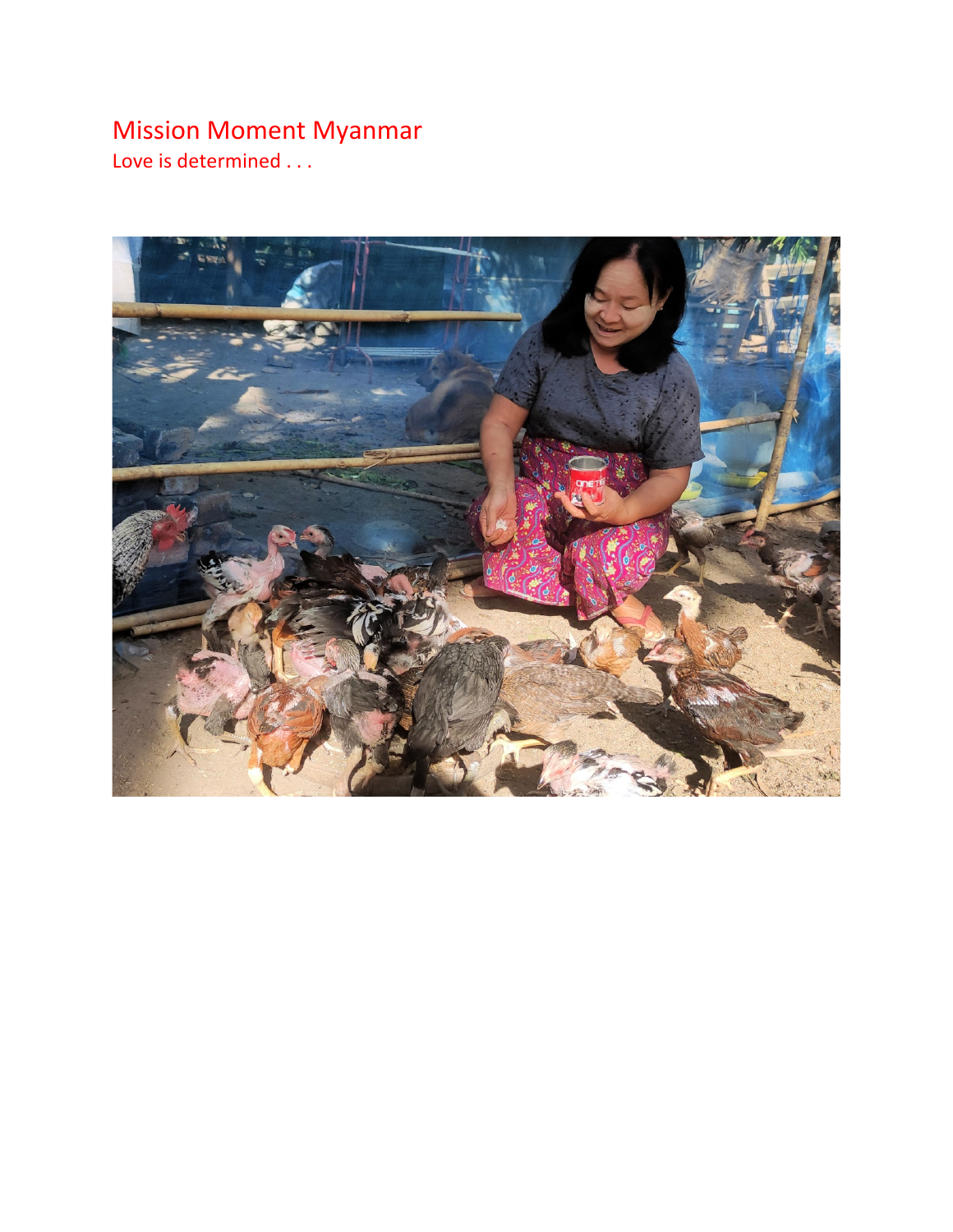# Mission Moment Myanmar

Love is determined . . .